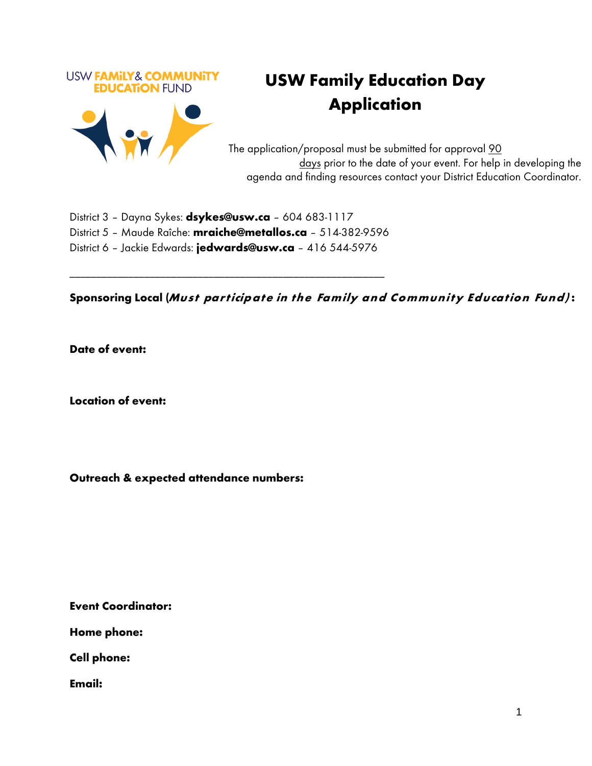USW FAMiLY& COMMUNiTY EDUCATiON FUND

# USW Family Education Day Application

The application/proposal must be submitted for approval 90 days prior to the date of your event. For help in developing the agenda and finding resources contact your District Education Coordinator.

District 3 – Dayna Sykes: **dsykes@usw.ca** – 604 683-1117
District 5 – Maude Raîche: **mraiche@metallos.ca** – 514-382-9596
District 6 – Jackie Edwards: **jedwards@usw.ca** – 416 544-5976

---

**Sponsoring Local (*Must participate in the Family and Community Education Fund*):**

**Date of event:**

**Location of event:**

**Outreach & expected attendance numbers:**

**Event Coordinator:**

**Home phone:**

**Cell phone:**

**Email:**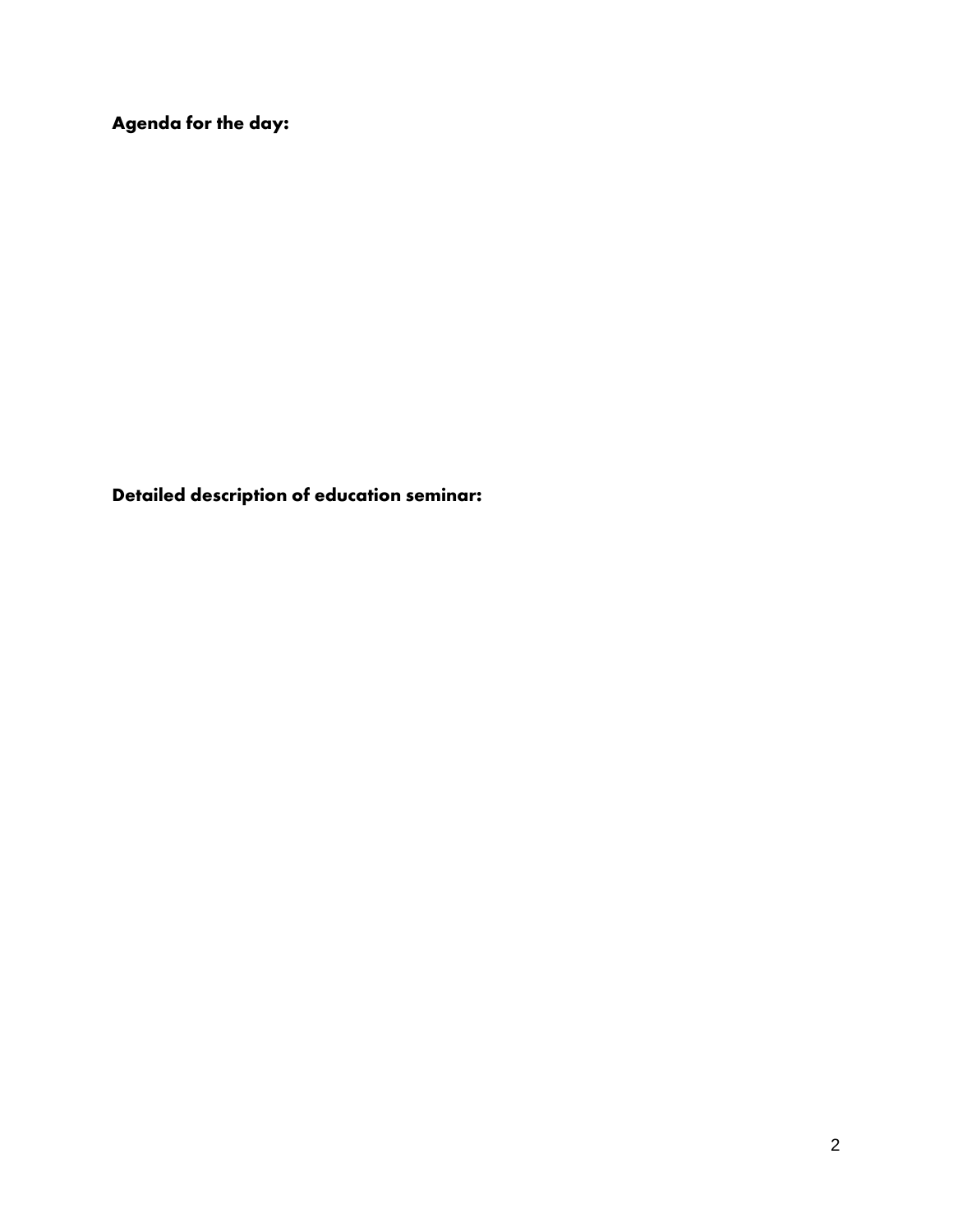**Agenda for the day:**

**Detailed description of education seminar:**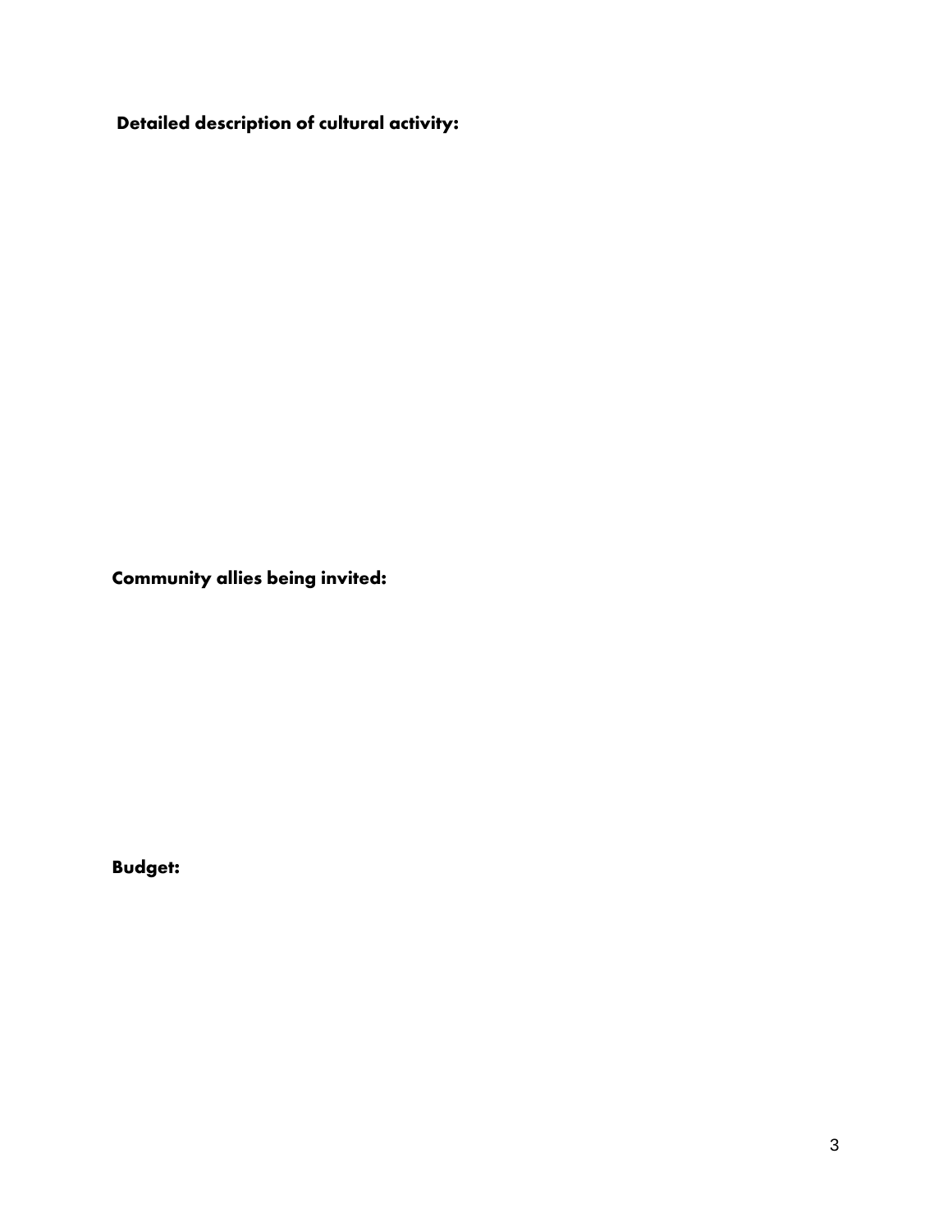**Detailed description of cultural activity:**

**Community allies being invited:**

**Budget:**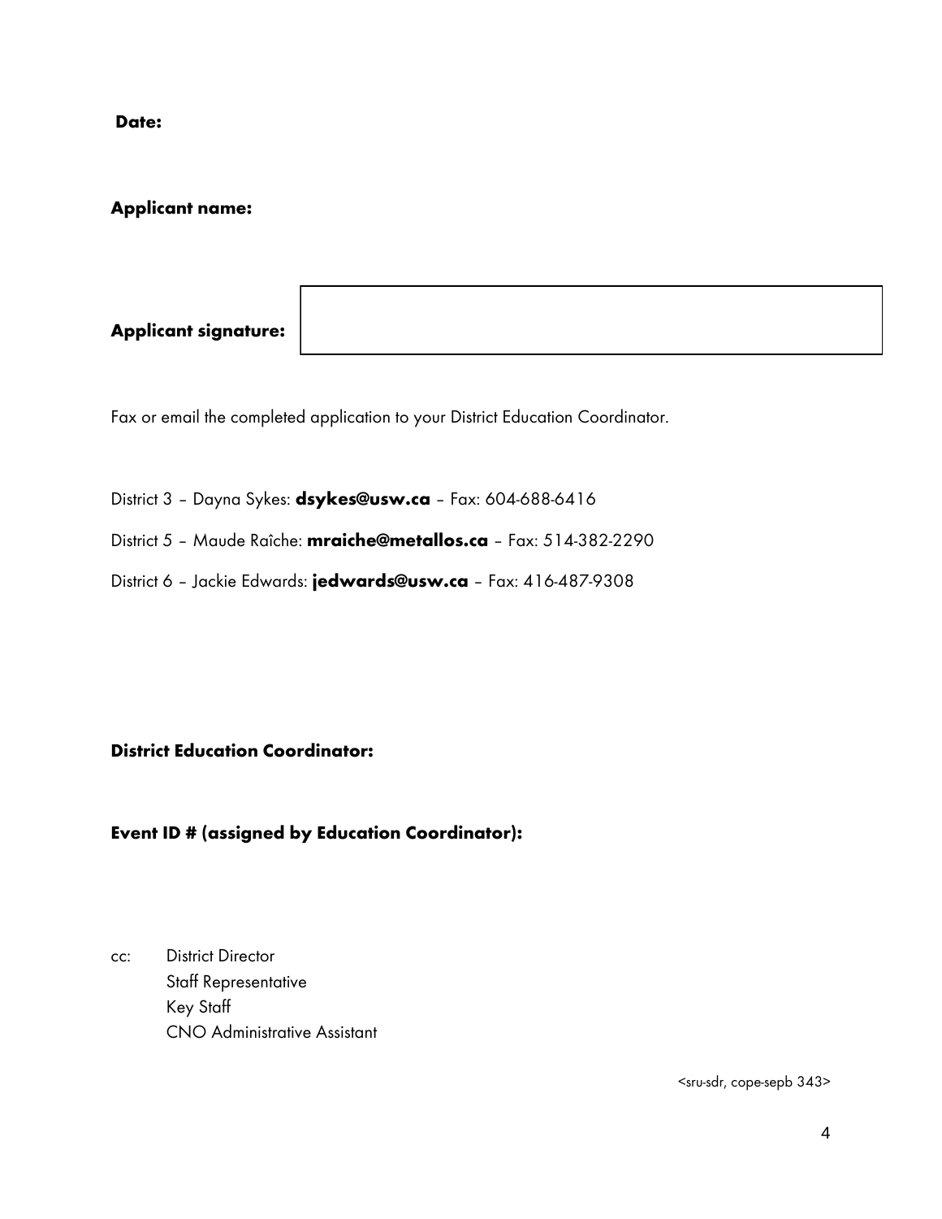**Date:**

**Applicant name:**

**Applicant signature:**

Fax or email the completed application to your District Education Coordinator.

District 3 – Dayna Sykes: **dsykes@usw.ca** – Fax: 604-688-6416

District 5 – Maude Raîche: **mraiche@metallos.ca** – Fax: 514-382-2290

District 6 – Jackie Edwards: **jedwards@usw.ca** – Fax: 416-487-9308

**District Education Coordinator:**

**Event ID # (assigned by Education Coordinator):**

cc: District Director
Staff Representative
Key Staff
CNO Administrative Assistant

<sru-sdr, cope-sepb 343>